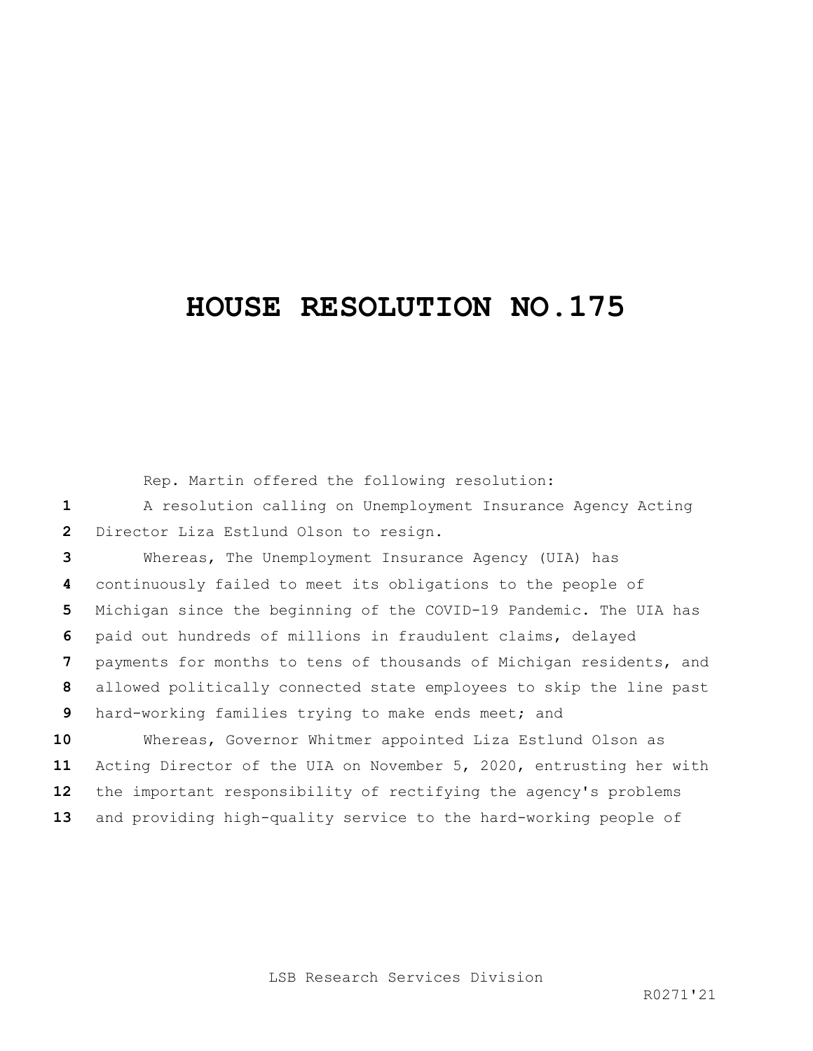# HOUSE RESOLUTION NO.175

Rep. Martin offered the following resolution:

A resolution calling on Unemployment Insurance Agency Acting Director Liza Estlund Olson to resign.

Whereas, The Unemployment Insurance Agency (UIA) has continuously failed to meet its obligations to the people of Michigan since the beginning of the COVID-19 Pandemic. The UIA has paid out hundreds of millions in fraudulent claims, delayed payments for months to tens of thousands of Michigan residents, and allowed politically connected state employees to skip the line past hard-working families trying to make ends meet; and

Whereas, Governor Whitmer appointed Liza Estlund Olson as Acting Director of the UIA on November 5, 2020, entrusting her with the important responsibility of rectifying the agency's problems and providing high-quality service to the hard-working people of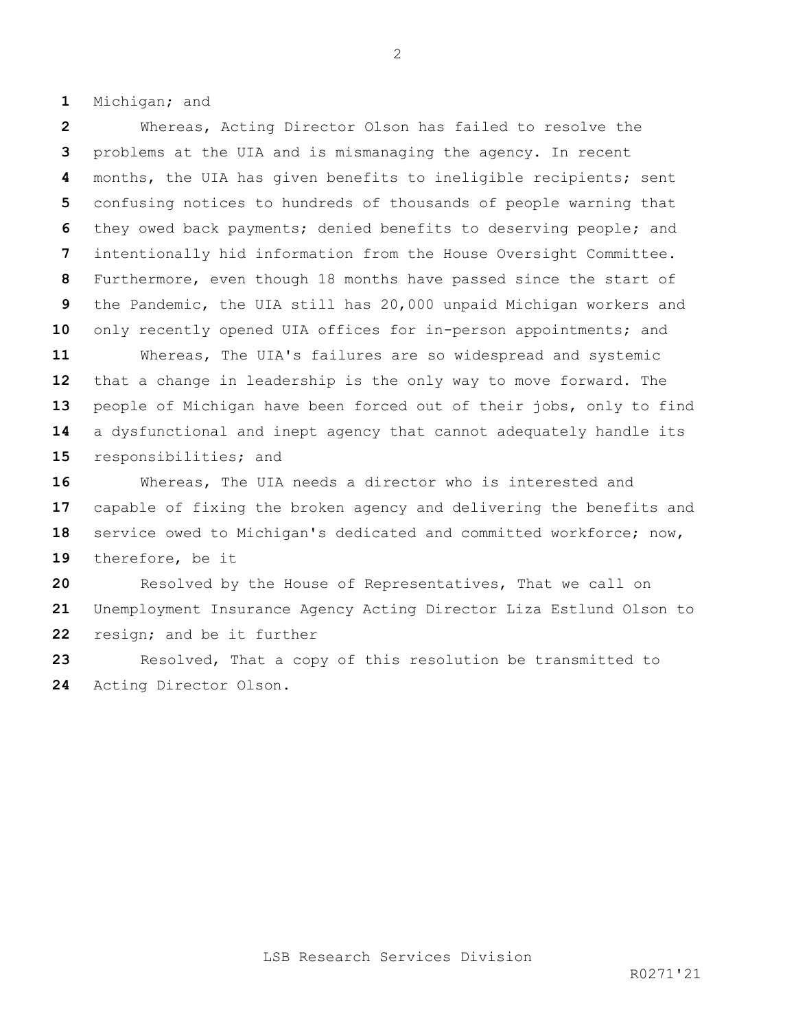Michigan; and

Whereas, Acting Director Olson has failed to resolve the problems at the UIA and is mismanaging the agency. In recent months, the UIA has given benefits to ineligible recipients; sent confusing notices to hundreds of thousands of people warning that they owed back payments; denied benefits to deserving people; and intentionally hid information from the House Oversight Committee. Furthermore, even though 18 months have passed since the start of the Pandemic, the UIA still has 20,000 unpaid Michigan workers and only recently opened UIA offices for in-person appointments; and

Whereas, The UIA's failures are so widespread and systemic that a change in leadership is the only way to move forward. The people of Michigan have been forced out of their jobs, only to find a dysfunctional and inept agency that cannot adequately handle its responsibilities; and

Whereas, The UIA needs a director who is interested and capable of fixing the broken agency and delivering the benefits and service owed to Michigan's dedicated and committed workforce; now, therefore, be it

Resolved by the House of Representatives, That we call on Unemployment Insurance Agency Acting Director Liza Estlund Olson to resign; and be it further

Resolved, That a copy of this resolution be transmitted to Acting Director Olson.

LSB Research Services Division

R0271'21